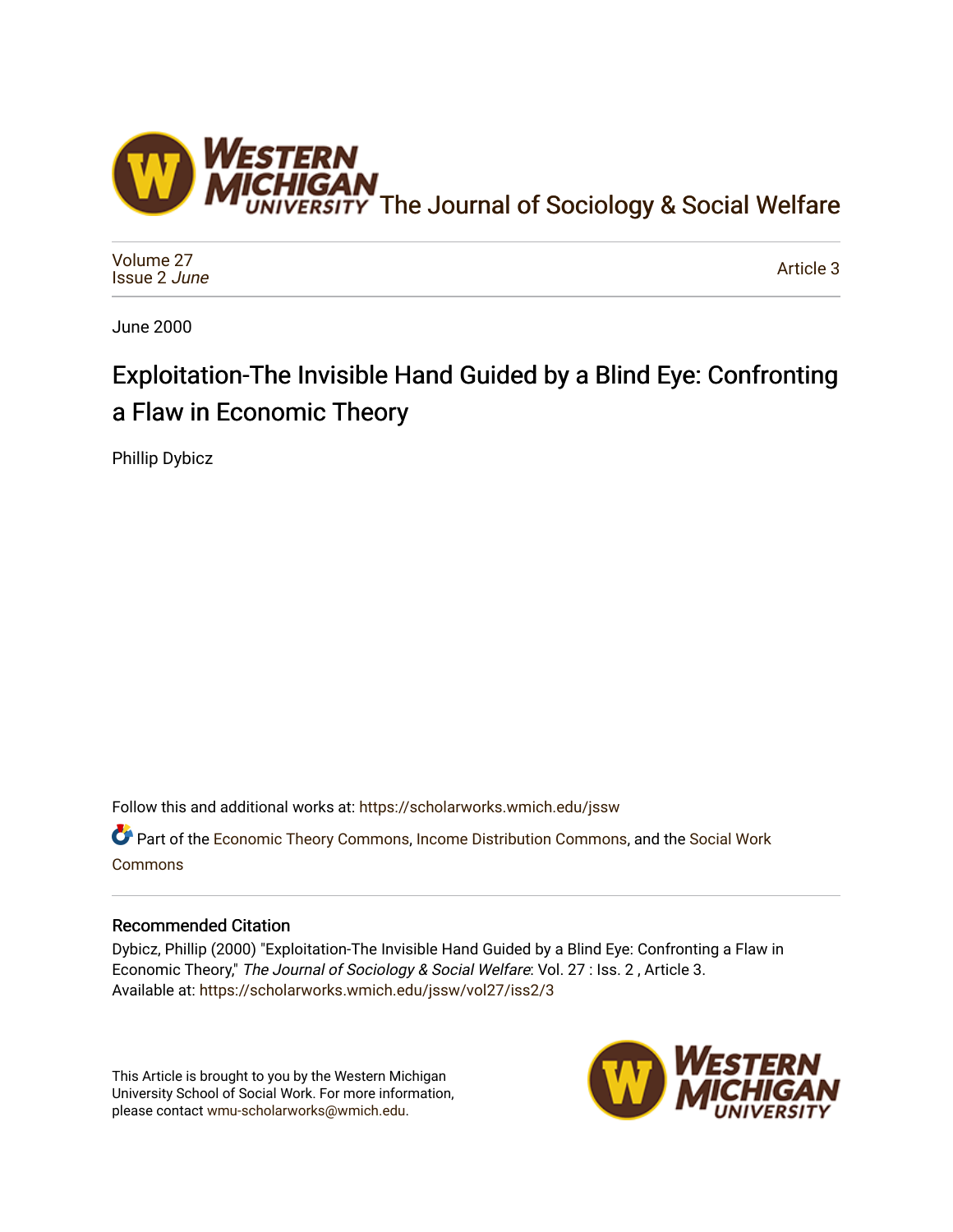The Journal of Sociology & Social Welfare

Volume 27
Issue 2 *June*

Article 3

June 2000

# Exploitation-The Invisible Hand Guided by a Blind Eye: Confronting a Flaw in Economic Theory

Phillip Dybicz

Follow this and additional works at: https://scholarworks.wmich.edu/jssw

Part of the Economic Theory Commons, Income Distribution Commons, and the Social Work Commons

## Recommended Citation

Dybicz, Phillip (2000) "Exploitation-The Invisible Hand Guided by a Blind Eye: Confronting a Flaw in Economic Theory," *The Journal of Sociology & Social Welfare*: Vol. 27 : Iss. 2 , Article 3.
Available at: https://scholarworks.wmich.edu/jssw/vol27/iss2/3

This Article is brought to you by the Western Michigan University School of Social Work. For more information, please contact wmu-scholarworks@wmich.edu.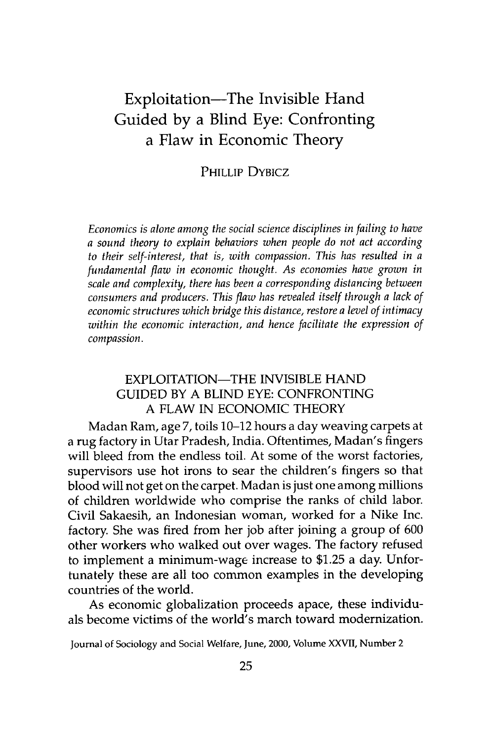# Exploitation—The Invisible Hand Guided by a Blind Eye: Confronting a Flaw in Economic Theory

PHILLIP DYBICZ

*Economics is alone among the social science disciplines in failing to have a sound theory to explain behaviors when people do not act according to their self-interest, that is, with compassion. This has resulted in a fundamental flaw in economic thought. As economies have grown in scale and complexity, there has been a corresponding distancing between consumers and producers. This flaw has revealed itself through a lack of economic structures which bridge this distance, restore a level of intimacy within the economic interaction, and hence facilitate the expression of compassion.*

## EXPLOITATION—THE INVISIBLE HAND GUIDED BY A BLIND EYE: CONFRONTING A FLAW IN ECONOMIC THEORY

Madan Ram, age 7, toils 10–12 hours a day weaving carpets at a rug factory in Utar Pradesh, India. Oftentimes, Madan's fingers will bleed from the endless toil. At some of the worst factories, supervisors use hot irons to sear the children's fingers so that blood will not get on the carpet. Madan is just one among millions of children worldwide who comprise the ranks of child labor. Civil Sakaesih, an Indonesian woman, worked for a Nike Inc. factory. She was fired from her job after joining a group of 600 other workers who walked out over wages. The factory refused to implement a minimum-wage increase to $1.25 a day. Unfortunately these are all too common examples in the developing countries of the world.

As economic globalization proceeds apace, these individuals become victims of the world's march toward modernization.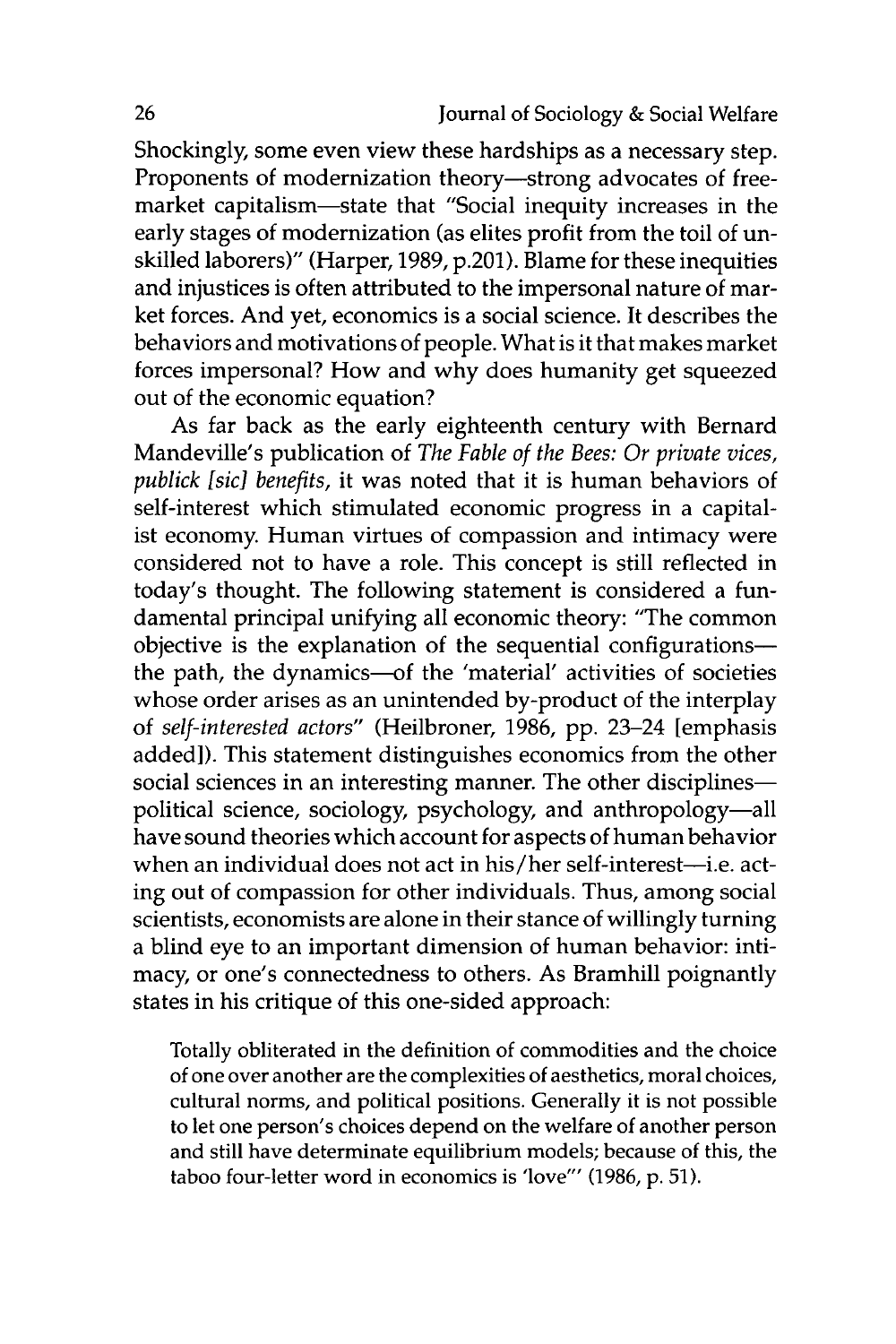Shockingly, some even view these hardships as a necessary step. Proponents of modernization theory—strong advocates of free-market capitalism—state that "Social inequity increases in the early stages of modernization (as elites profit from the toil of unskilled laborers)" (Harper, 1989, p.201). Blame for these inequities and injustices is often attributed to the impersonal nature of market forces. And yet, economics is a social science. It describes the behaviors and motivations of people. What is it that makes market forces impersonal? How and why does humanity get squeezed out of the economic equation?

As far back as the early eighteenth century with Bernard Mandeville's publication of *The Fable of the Bees: Or private vices, publick [sic] benefits*, it was noted that it is human behaviors of self-interest which stimulated economic progress in a capitalist economy. Human virtues of compassion and intimacy were considered not to have a role. This concept is still reflected in today's thought. The following statement is considered a fundamental principal unifying all economic theory: "The common objective is the explanation of the sequential configurations—the path, the dynamics—of the 'material' activities of societies whose order arises as an unintended by-product of the interplay of *self-interested actors*" (Heilbroner, 1986, pp. 23–24 [emphasis added]). This statement distinguishes economics from the other social sciences in an interesting manner. The other disciplines—political science, sociology, psychology, and anthropology—all have sound theories which account for aspects of human behavior when an individual does not act in his/her self-interest—i.e. acting out of compassion for other individuals. Thus, among social scientists, economists are alone in their stance of willingly turning a blind eye to an important dimension of human behavior: intimacy, or one's connectedness to others. As Bramhill poignantly states in his critique of this one-sided approach:

> Totally obliterated in the definition of commodities and the choice of one over another are the complexities of aesthetics, moral choices, cultural norms, and political positions. Generally it is not possible to let one person's choices depend on the welfare of another person and still have determinate equilibrium models; because of this, the taboo four-letter word in economics is 'love'" (1986, p. 51).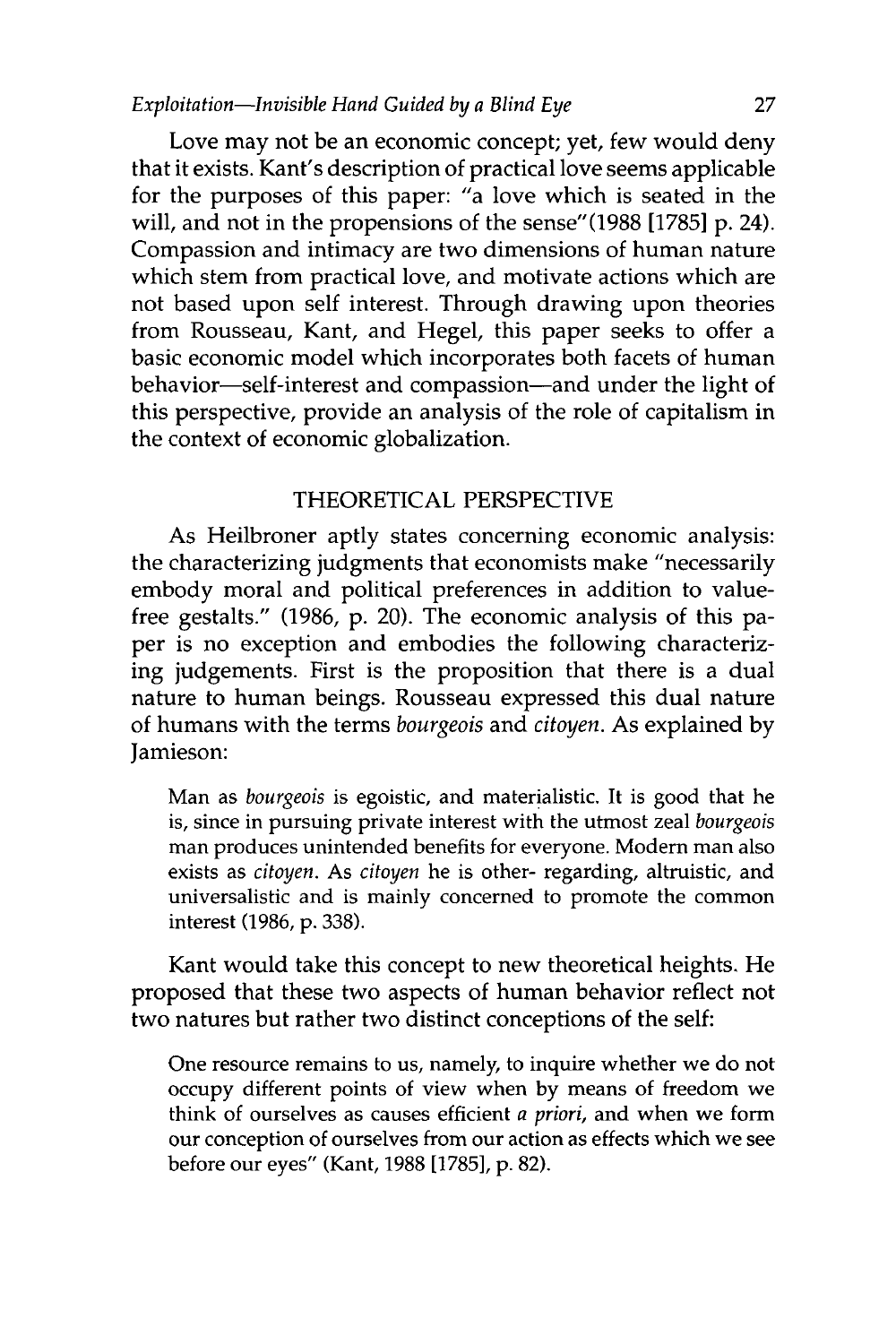Love may not be an economic concept; yet, few would deny that it exists. Kant's description of practical love seems applicable for the purposes of this paper: "a love which is seated in the will, and not in the propensions of the sense"(1988 [1785] p. 24). Compassion and intimacy are two dimensions of human nature which stem from practical love, and motivate actions which are not based upon self interest. Through drawing upon theories from Rousseau, Kant, and Hegel, this paper seeks to offer a basic economic model which incorporates both facets of human behavior—self-interest and compassion—and under the light of this perspective, provide an analysis of the role of capitalism in the context of economic globalization.

## THEORETICAL PERSPECTIVE

As Heilbroner aptly states concerning economic analysis: the characterizing judgments that economists make "necessarily embody moral and political preferences in addition to value-free gestalts." (1986, p. 20). The economic analysis of this paper is no exception and embodies the following characterizing judgements. First is the proposition that there is a dual nature to human beings. Rousseau expressed this dual nature of humans with the terms *bourgeois* and *citoyen*. As explained by Jamieson:

> Man as *bourgeois* is egoistic, and materialistic. It is good that he is, since in pursuing private interest with the utmost zeal *bourgeois* man produces unintended benefits for everyone. Modern man also exists as *citoyen*. As *citoyen* he is other- regarding, altruistic, and universalistic and is mainly concerned to promote the common interest (1986, p. 338).

Kant would take this concept to new theoretical heights. He proposed that these two aspects of human behavior reflect not two natures but rather two distinct conceptions of the self:

> One resource remains to us, namely, to inquire whether we do not occupy different points of view when by means of freedom we think of ourselves as causes efficient *a priori*, and when we form our conception of ourselves from our action as effects which we see before our eyes" (Kant, 1988 [1785], p. 82).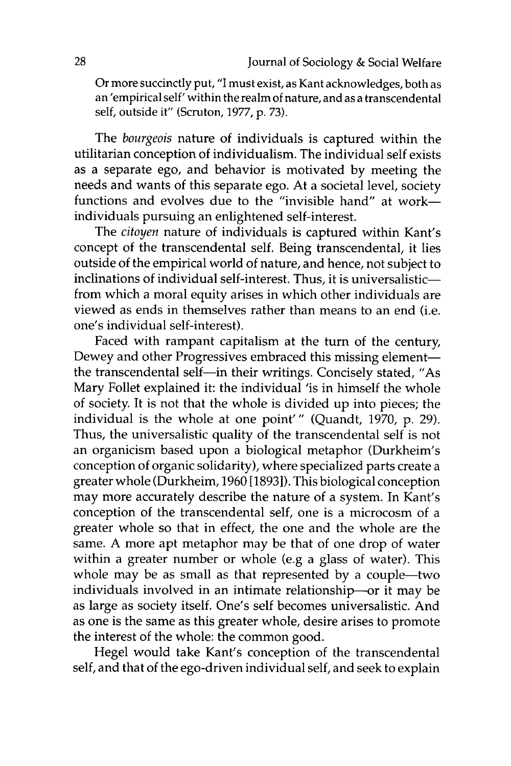Or more succinctly put, "I must exist, as Kant acknowledges, both as an 'empirical self' within the realm of nature, and as a transcendental self, outside it" (Scruton, 1977, p. 73).

The *bourgeois* nature of individuals is captured within the utilitarian conception of individualism. The individual self exists as a separate ego, and behavior is motivated by meeting the needs and wants of this separate ego. At a societal level, society functions and evolves due to the "invisible hand" at work—individuals pursuing an enlightened self-interest.

The *citoyen* nature of individuals is captured within Kant's concept of the transcendental self. Being transcendental, it lies outside of the empirical world of nature, and hence, not subject to inclinations of individual self-interest. Thus, it is universalistic—from which a moral equity arises in which other individuals are viewed as ends in themselves rather than means to an end (i.e. one's individual self-interest).

Faced with rampant capitalism at the turn of the century, Dewey and other Progressives embraced this missing element—the transcendental self—in their writings. Concisely stated, "As Mary Follet explained it: the individual 'is in himself the whole of society. It is not that the whole is divided up into pieces; the individual is the whole at one point'" (Quandt, 1970, p. 29). Thus, the universalistic quality of the transcendental self is not an organicism based upon a biological metaphor (Durkheim's conception of organic solidarity), where specialized parts create a greater whole (Durkheim, 1960 [1893]). This biological conception may more accurately describe the nature of a system. In Kant's conception of the transcendental self, one is a microcosm of a greater whole so that in effect, the one and the whole are the same. A more apt metaphor may be that of one drop of water within a greater number or whole (e.g a glass of water). This whole may be as small as that represented by a couple—two individuals involved in an intimate relationship—or it may be as large as society itself. One's self becomes universalistic. And as one is the same as this greater whole, desire arises to promote the interest of the whole: the common good.

Hegel would take Kant's conception of the transcendental self, and that of the ego-driven individual self, and seek to explain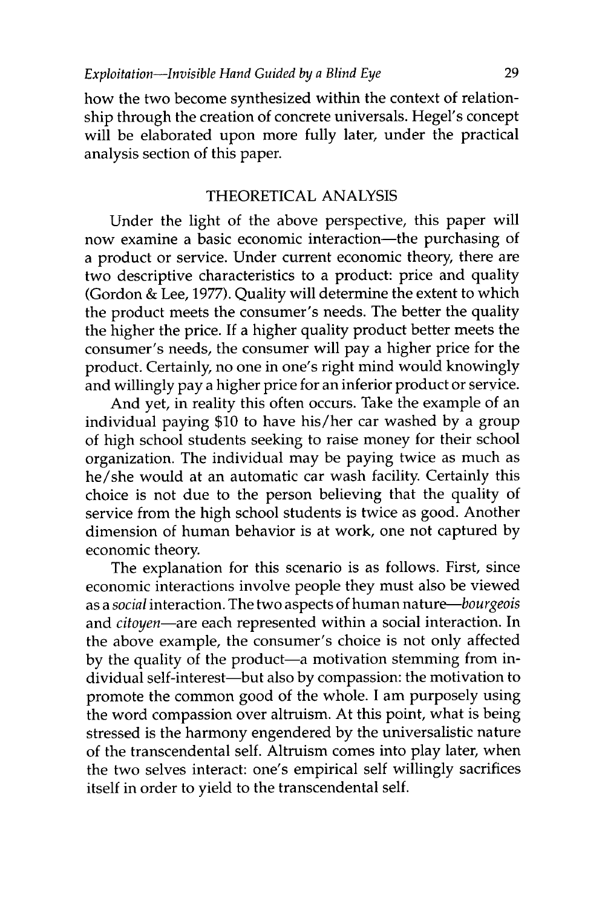how the two become synthesized within the context of relationship through the creation of concrete universals. Hegel's concept will be elaborated upon more fully later, under the practical analysis section of this paper.

## THEORETICAL ANALYSIS

Under the light of the above perspective, this paper will now examine a basic economic interaction—the purchasing of a product or service. Under current economic theory, there are two descriptive characteristics to a product: price and quality (Gordon & Lee, 1977). Quality will determine the extent to which the product meets the consumer's needs. The better the quality the higher the price. If a higher quality product better meets the consumer's needs, the consumer will pay a higher price for the product. Certainly, no one in one's right mind would knowingly and willingly pay a higher price for an inferior product or service.

And yet, in reality this often occurs. Take the example of an individual paying $10 to have his/her car washed by a group of high school students seeking to raise money for their school organization. The individual may be paying twice as much as he/she would at an automatic car wash facility. Certainly this choice is not due to the person believing that the quality of service from the high school students is twice as good. Another dimension of human behavior is at work, one not captured by economic theory.

The explanation for this scenario is as follows. First, since economic interactions involve people they must also be viewed as a *social* interaction. The two aspects of human nature—*bourgeois* and *citoyen*—are each represented within a social interaction. In the above example, the consumer's choice is not only affected by the quality of the product—a motivation stemming from individual self-interest—but also by compassion: the motivation to promote the common good of the whole. I am purposely using the word compassion over altruism. At this point, what is being stressed is the harmony engendered by the universalistic nature of the transcendental self. Altruism comes into play later, when the two selves interact: one's empirical self willingly sacrifices itself in order to yield to the transcendental self.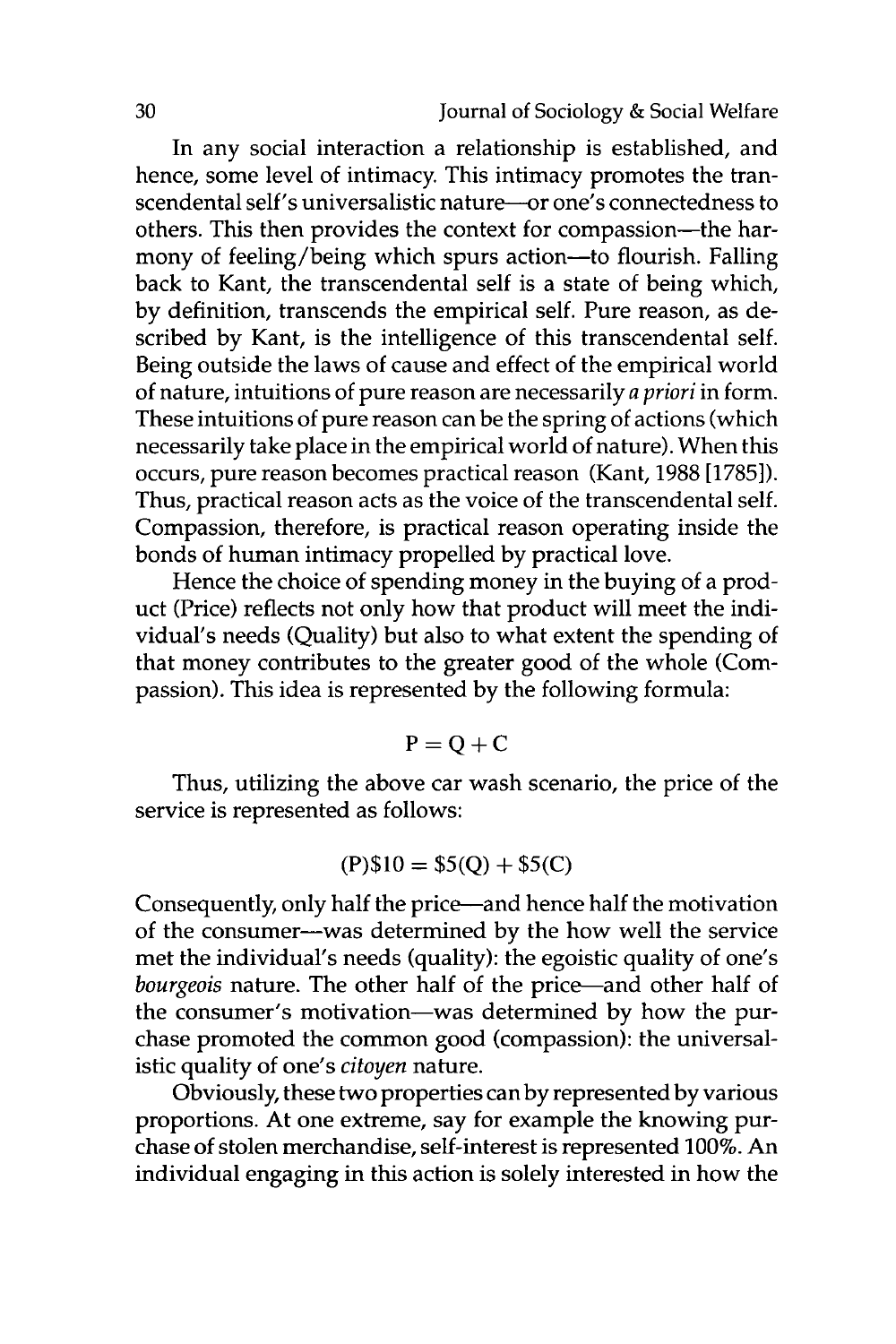In any social interaction a relationship is established, and hence, some level of intimacy. This intimacy promotes the transcendental self's universalistic nature—or one's connectedness to others. This then provides the context for compassion—the harmony of feeling/being which spurs action—to flourish. Falling back to Kant, the transcendental self is a state of being which, by definition, transcends the empirical self. Pure reason, as described by Kant, is the intelligence of this transcendental self. Being outside the laws of cause and effect of the empirical world of nature, intuitions of pure reason are necessarily *a priori* in form. These intuitions of pure reason can be the spring of actions (which necessarily take place in the empirical world of nature). When this occurs, pure reason becomes practical reason (Kant, 1988 [1785]). Thus, practical reason acts as the voice of the transcendental self. Compassion, therefore, is practical reason operating inside the bonds of human intimacy propelled by practical love.

Hence the choice of spending money in the buying of a product (Price) reflects not only how that product will meet the individual's needs (Quality) but also to what extent the spending of that money contributes to the greater good of the whole (Compassion). This idea is represented by the following formula:

$$P = Q + C$$

Thus, utilizing the above car wash scenario, the price of the service is represented as follows:

$$(P)\$10 = \$5(Q) + \$5(C)$$

Consequently, only half the price—and hence half the motivation of the consumer—was determined by the how well the service met the individual's needs (quality): the egoistic quality of one's *bourgeois* nature. The other half of the price—and other half of the consumer's motivation—was determined by how the purchase promoted the common good (compassion): the universalistic quality of one's *citoyen* nature.

Obviously, these two properties can by represented by various proportions. At one extreme, say for example the knowing purchase of stolen merchandise, self-interest is represented 100%. An individual engaging in this action is solely interested in how the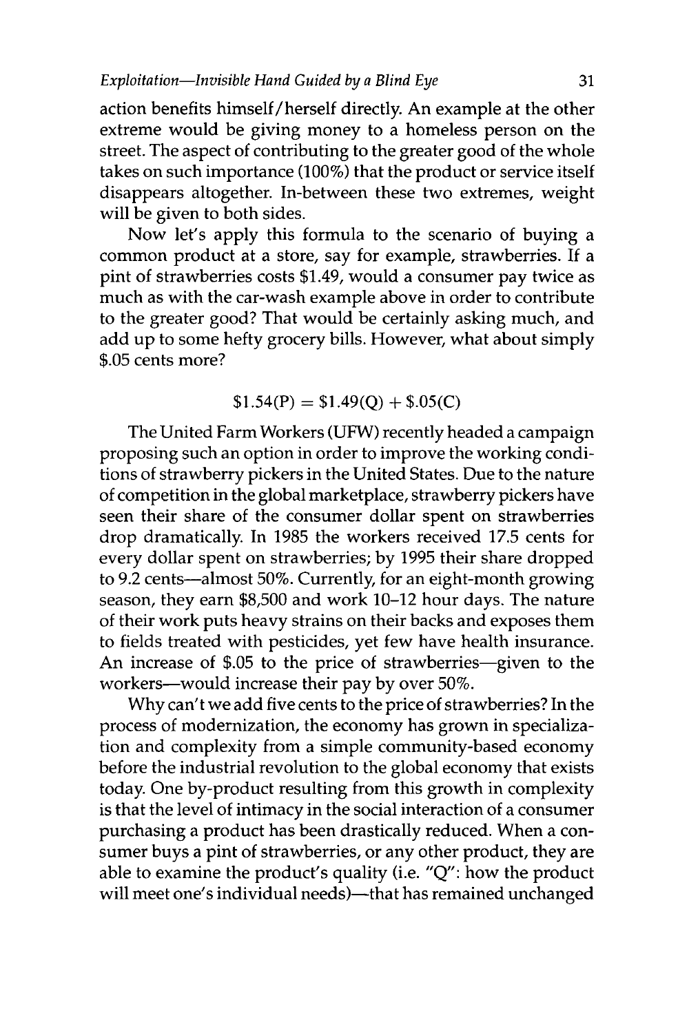action benefits himself/herself directly. An example at the other extreme would be giving money to a homeless person on the street. The aspect of contributing to the greater good of the whole takes on such importance (100%) that the product or service itself disappears altogether. In-between these two extremes, weight will be given to both sides.

Now let's apply this formula to the scenario of buying a common product at a store, say for example, strawberries. If a pint of strawberries costs $1.49, would a consumer pay twice as much as with the car-wash example above in order to contribute to the greater good? That would be certainly asking much, and add up to some hefty grocery bills. However, what about simply $.05 cents more?

$$\$1.54(P) = \$1.49(Q) + \$.05(C)$$

The United Farm Workers (UFW) recently headed a campaign proposing such an option in order to improve the working conditions of strawberry pickers in the United States. Due to the nature of competition in the global marketplace, strawberry pickers have seen their share of the consumer dollar spent on strawberries drop dramatically. In 1985 the workers received 17.5 cents for every dollar spent on strawberries; by 1995 their share dropped to 9.2 cents—almost 50%. Currently, for an eight-month growing season, they earn $8,500 and work 10–12 hour days. The nature of their work puts heavy strains on their backs and exposes them to fields treated with pesticides, yet few have health insurance. An increase of $.05 to the price of strawberries—given to the workers—would increase their pay by over 50%.

Why can't we add five cents to the price of strawberries? In the process of modernization, the economy has grown in specialization and complexity from a simple community-based economy before the industrial revolution to the global economy that exists today. One by-product resulting from this growth in complexity is that the level of intimacy in the social interaction of a consumer purchasing a product has been drastically reduced. When a consumer buys a pint of strawberries, or any other product, they are able to examine the product's quality (i.e. "Q": how the product will meet one's individual needs)—that has remained unchanged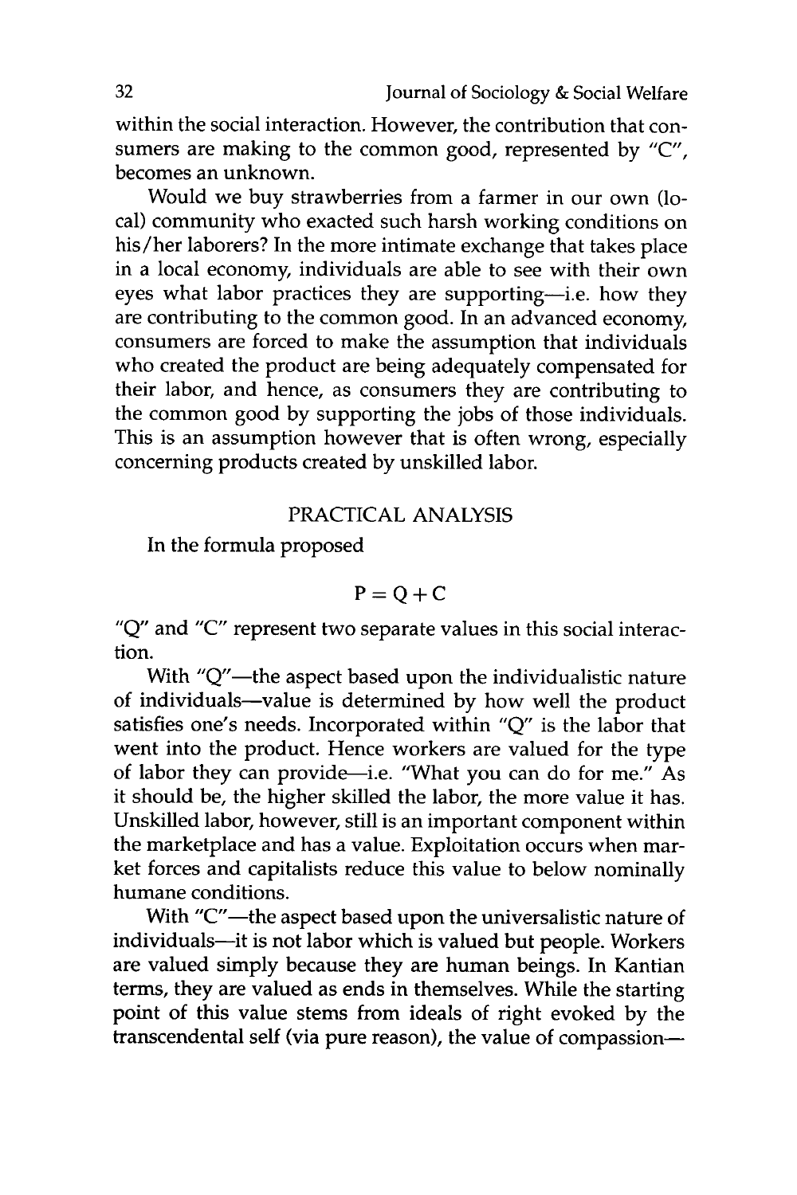within the social interaction. However, the contribution that consumers are making to the common good, represented by "C", becomes an unknown.

Would we buy strawberries from a farmer in our own (local) community who exacted such harsh working conditions on his/her laborers? In the more intimate exchange that takes place in a local economy, individuals are able to see with their own eyes what labor practices they are supporting—i.e. how they are contributing to the common good. In an advanced economy, consumers are forced to make the assumption that individuals who created the product are being adequately compensated for their labor, and hence, as consumers they are contributing to the common good by supporting the jobs of those individuals. This is an assumption however that is often wrong, especially concerning products created by unskilled labor.

## PRACTICAL ANALYSIS

In the formula proposed

$$P = Q + C$$

"Q" and "C" represent two separate values in this social interaction.

With "Q"—the aspect based upon the individualistic nature of individuals—value is determined by how well the product satisfies one's needs. Incorporated within "Q" is the labor that went into the product. Hence workers are valued for the type of labor they can provide—i.e. "What you can do for me." As it should be, the higher skilled the labor, the more value it has. Unskilled labor, however, still is an important component within the marketplace and has a value. Exploitation occurs when market forces and capitalists reduce this value to below nominally humane conditions.

With "C"—the aspect based upon the universalistic nature of individuals—it is not labor which is valued but people. Workers are valued simply because they are human beings. In Kantian terms, they are valued as ends in themselves. While the starting point of this value stems from ideals of right evoked by the transcendental self (via pure reason), the value of compassion—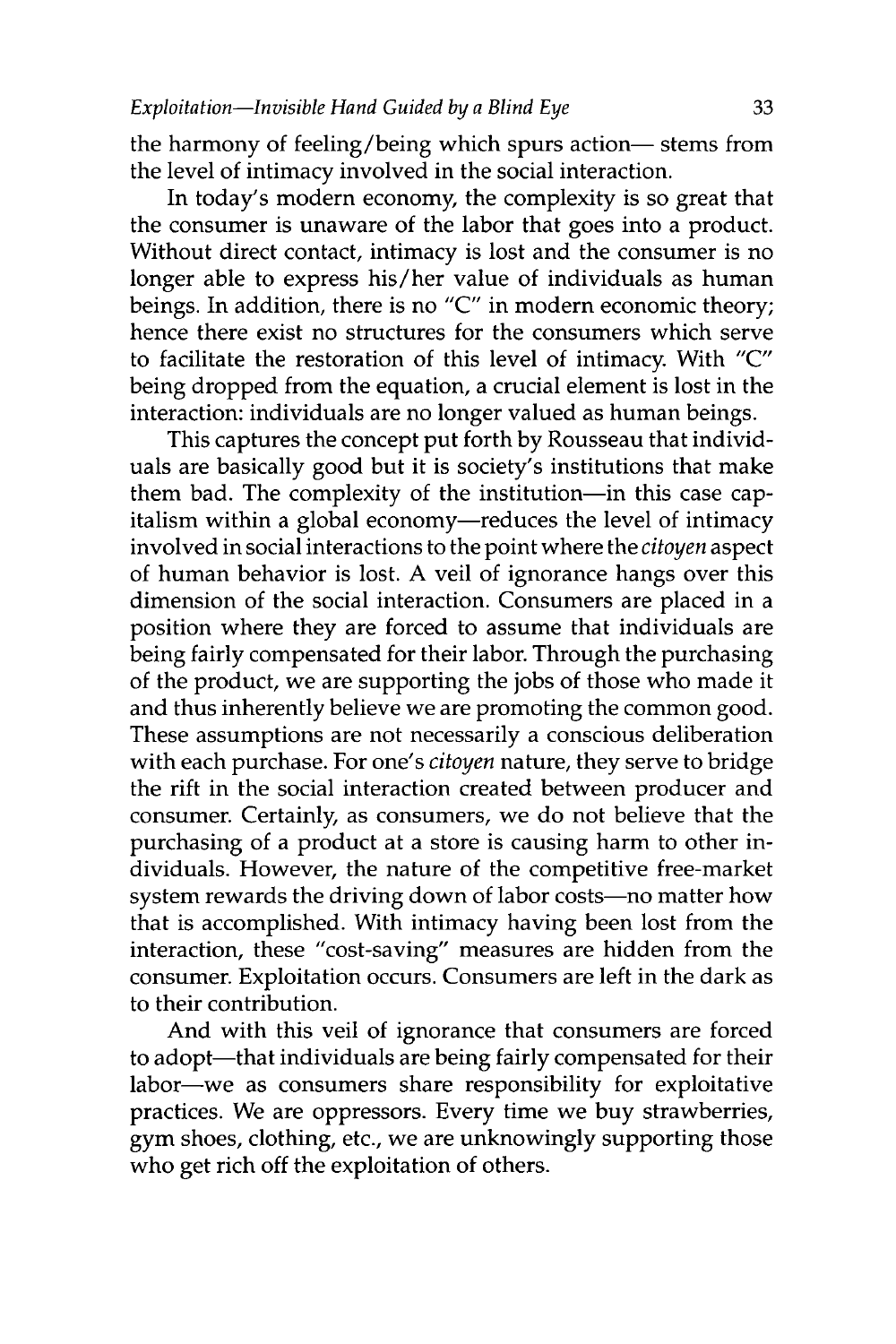the harmony of feeling/being which spurs action— stems from the level of intimacy involved in the social interaction.

In today's modern economy, the complexity is so great that the consumer is unaware of the labor that goes into a product. Without direct contact, intimacy is lost and the consumer is no longer able to express his/her value of individuals as human beings. In addition, there is no "C" in modern economic theory; hence there exist no structures for the consumers which serve to facilitate the restoration of this level of intimacy. With "C" being dropped from the equation, a crucial element is lost in the interaction: individuals are no longer valued as human beings.

This captures the concept put forth by Rousseau that individuals are basically good but it is society's institutions that make them bad. The complexity of the institution—in this case capitalism within a global economy—reduces the level of intimacy involved in social interactions to the point where the *citoyen* aspect of human behavior is lost. A veil of ignorance hangs over this dimension of the social interaction. Consumers are placed in a position where they are forced to assume that individuals are being fairly compensated for their labor. Through the purchasing of the product, we are supporting the jobs of those who made it and thus inherently believe we are promoting the common good. These assumptions are not necessarily a conscious deliberation with each purchase. For one's *citoyen* nature, they serve to bridge the rift in the social interaction created between producer and consumer. Certainly, as consumers, we do not believe that the purchasing of a product at a store is causing harm to other individuals. However, the nature of the competitive free-market system rewards the driving down of labor costs—no matter how that is accomplished. With intimacy having been lost from the interaction, these "cost-saving" measures are hidden from the consumer. Exploitation occurs. Consumers are left in the dark as to their contribution.

And with this veil of ignorance that consumers are forced to adopt—that individuals are being fairly compensated for their labor—we as consumers share responsibility for exploitative practices. We are oppressors. Every time we buy strawberries, gym shoes, clothing, etc., we are unknowingly supporting those who get rich off the exploitation of others.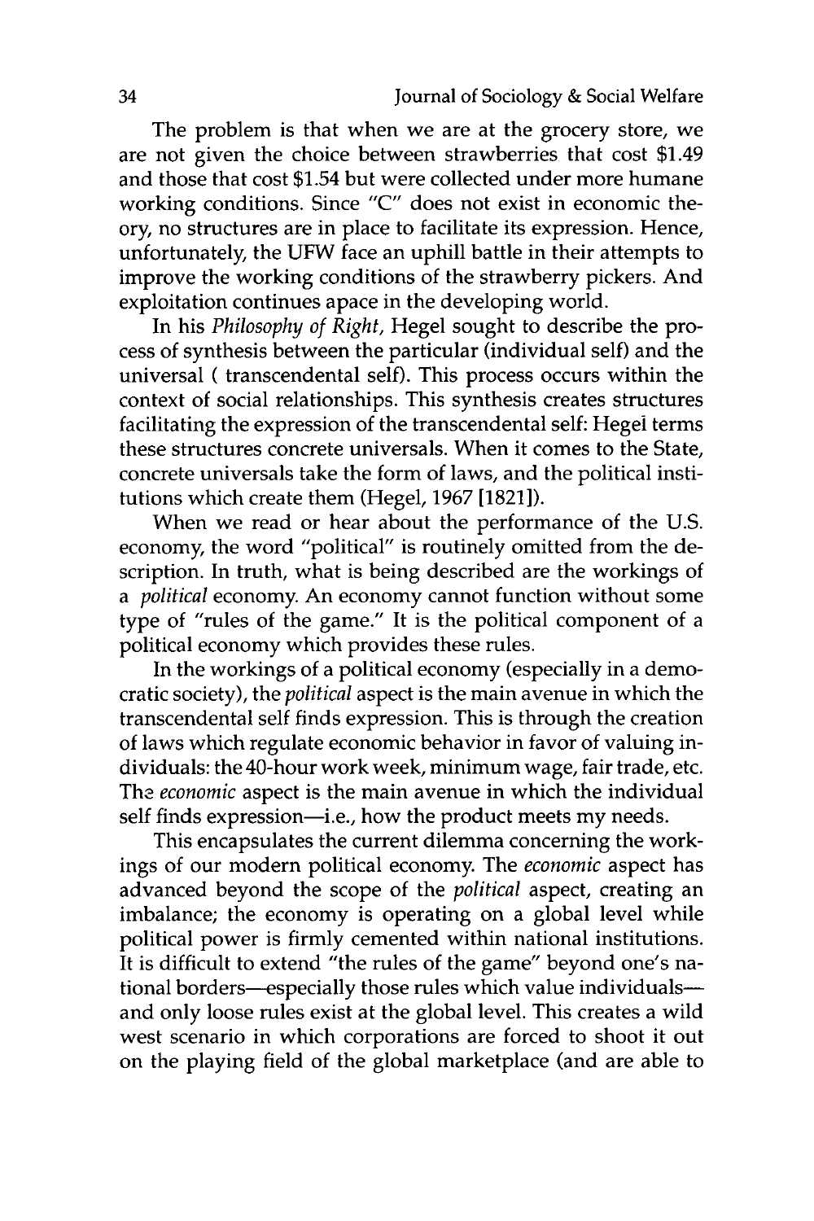The problem is that when we are at the grocery store, we are not given the choice between strawberries that cost $1.49 and those that cost $1.54 but were collected under more humane working conditions. Since "C" does not exist in economic theory, no structures are in place to facilitate its expression. Hence, unfortunately, the UFW face an uphill battle in their attempts to improve the working conditions of the strawberry pickers. And exploitation continues apace in the developing world.

In his *Philosophy of Right*, Hegel sought to describe the process of synthesis between the particular (individual self) and the universal ( transcendental self). This process occurs within the context of social relationships. This synthesis creates structures facilitating the expression of the transcendental self: Hegel terms these structures concrete universals. When it comes to the State, concrete universals take the form of laws, and the political institutions which create them (Hegel, 1967 [1821]).

When we read or hear about the performance of the U.S. economy, the word "political" is routinely omitted from the description. In truth, what is being described are the workings of a *political* economy. An economy cannot function without some type of "rules of the game." It is the political component of a political economy which provides these rules.

In the workings of a political economy (especially in a democratic society), the *political* aspect is the main avenue in which the transcendental self finds expression. This is through the creation of laws which regulate economic behavior in favor of valuing individuals: the 40-hour work week, minimum wage, fair trade, etc. The *economic* aspect is the main avenue in which the individual self finds expression—i.e., how the product meets my needs.

This encapsulates the current dilemma concerning the workings of our modern political economy. The *economic* aspect has advanced beyond the scope of the *political* aspect, creating an imbalance; the economy is operating on a global level while political power is firmly cemented within national institutions. It is difficult to extend "the rules of the game" beyond one's national borders—especially those rules which value individuals—and only loose rules exist at the global level. This creates a wild west scenario in which corporations are forced to shoot it out on the playing field of the global marketplace (and are able to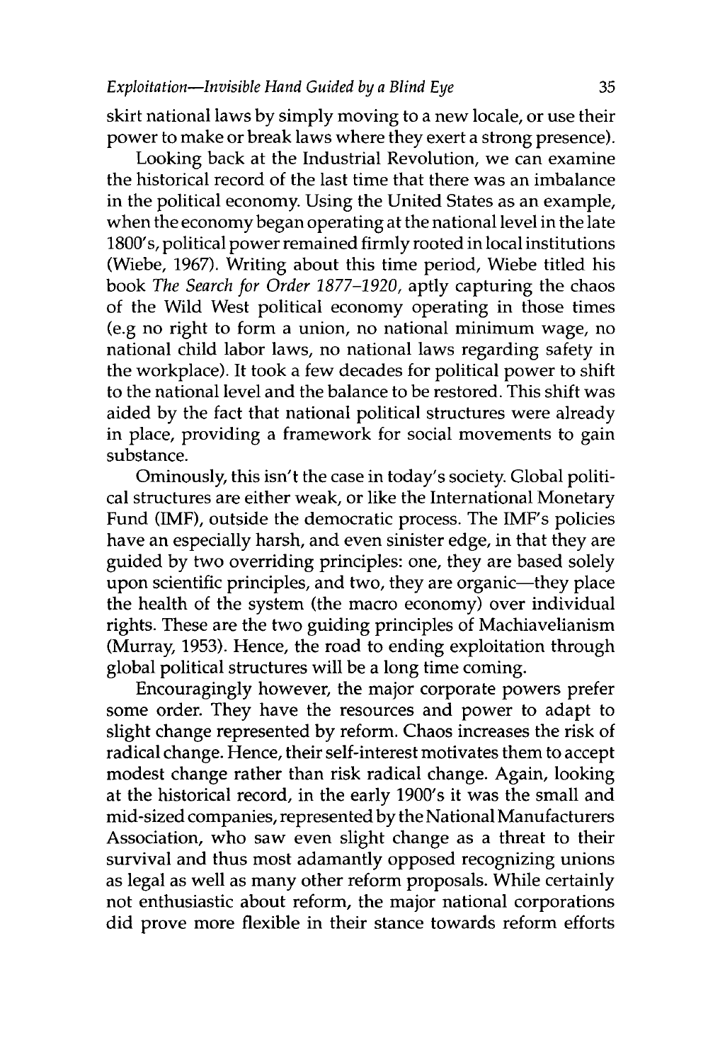skirt national laws by simply moving to a new locale, or use their power to make or break laws where they exert a strong presence).

Looking back at the Industrial Revolution, we can examine the historical record of the last time that there was an imbalance in the political economy. Using the United States as an example, when the economy began operating at the national level in the late 1800's, political power remained firmly rooted in local institutions (Wiebe, 1967). Writing about this time period, Wiebe titled his book *The Search for Order 1877–1920*, aptly capturing the chaos of the Wild West political economy operating in those times (e.g no right to form a union, no national minimum wage, no national child labor laws, no national laws regarding safety in the workplace). It took a few decades for political power to shift to the national level and the balance to be restored. This shift was aided by the fact that national political structures were already in place, providing a framework for social movements to gain substance.

Ominously, this isn't the case in today's society. Global political structures are either weak, or like the International Monetary Fund (IMF), outside the democratic process. The IMF's policies have an especially harsh, and even sinister edge, in that they are guided by two overriding principles: one, they are based solely upon scientific principles, and two, they are organic—they place the health of the system (the macro economy) over individual rights. These are the two guiding principles of Machiavelianism (Murray, 1953). Hence, the road to ending exploitation through global political structures will be a long time coming.

Encouragingly however, the major corporate powers prefer some order. They have the resources and power to adapt to slight change represented by reform. Chaos increases the risk of radical change. Hence, their self-interest motivates them to accept modest change rather than risk radical change. Again, looking at the historical record, in the early 1900's it was the small and mid-sized companies, represented by the National Manufacturers Association, who saw even slight change as a threat to their survival and thus most adamantly opposed recognizing unions as legal as well as many other reform proposals. While certainly not enthusiastic about reform, the major national corporations did prove more flexible in their stance towards reform efforts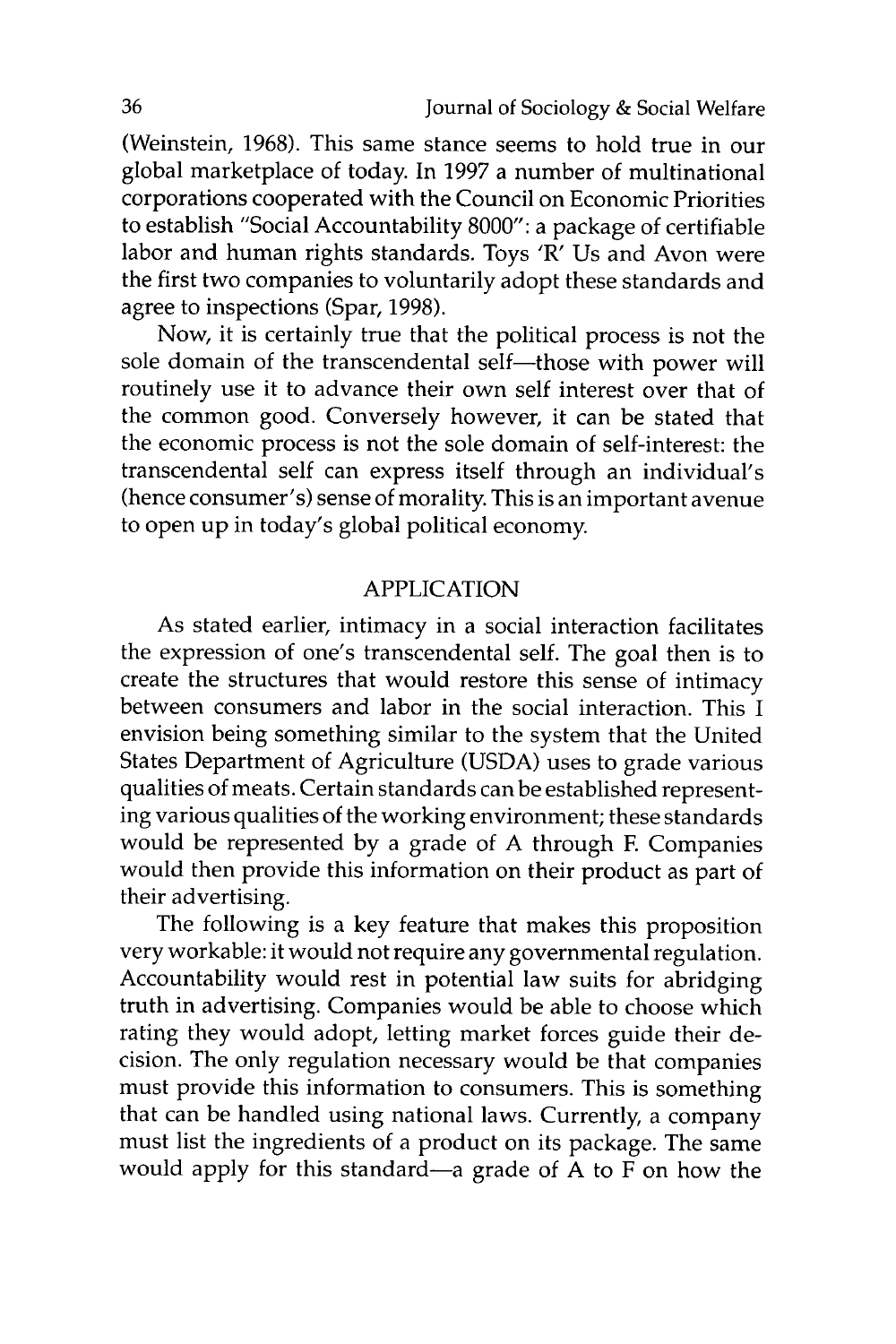(Weinstein, 1968). This same stance seems to hold true in our global marketplace of today. In 1997 a number of multinational corporations cooperated with the Council on Economic Priorities to establish "Social Accountability 8000": a package of certifiable labor and human rights standards. Toys 'R' Us and Avon were the first two companies to voluntarily adopt these standards and agree to inspections (Spar, 1998).

Now, it is certainly true that the political process is not the sole domain of the transcendental self—those with power will routinely use it to advance their own self interest over that of the common good. Conversely however, it can be stated that the economic process is not the sole domain of self-interest: the transcendental self can express itself through an individual's (hence consumer's) sense of morality. This is an important avenue to open up in today's global political economy.

## APPLICATION

As stated earlier, intimacy in a social interaction facilitates the expression of one's transcendental self. The goal then is to create the structures that would restore this sense of intimacy between consumers and labor in the social interaction. This I envision being something similar to the system that the United States Department of Agriculture (USDA) uses to grade various qualities of meats. Certain standards can be established representing various qualities of the working environment; these standards would be represented by a grade of A through F. Companies would then provide this information on their product as part of their advertising.

The following is a key feature that makes this proposition very workable: it would not require any governmental regulation. Accountability would rest in potential law suits for abridging truth in advertising. Companies would be able to choose which rating they would adopt, letting market forces guide their decision. The only regulation necessary would be that companies must provide this information to consumers. This is something that can be handled using national laws. Currently, a company must list the ingredients of a product on its package. The same would apply for this standard—a grade of A to F on how the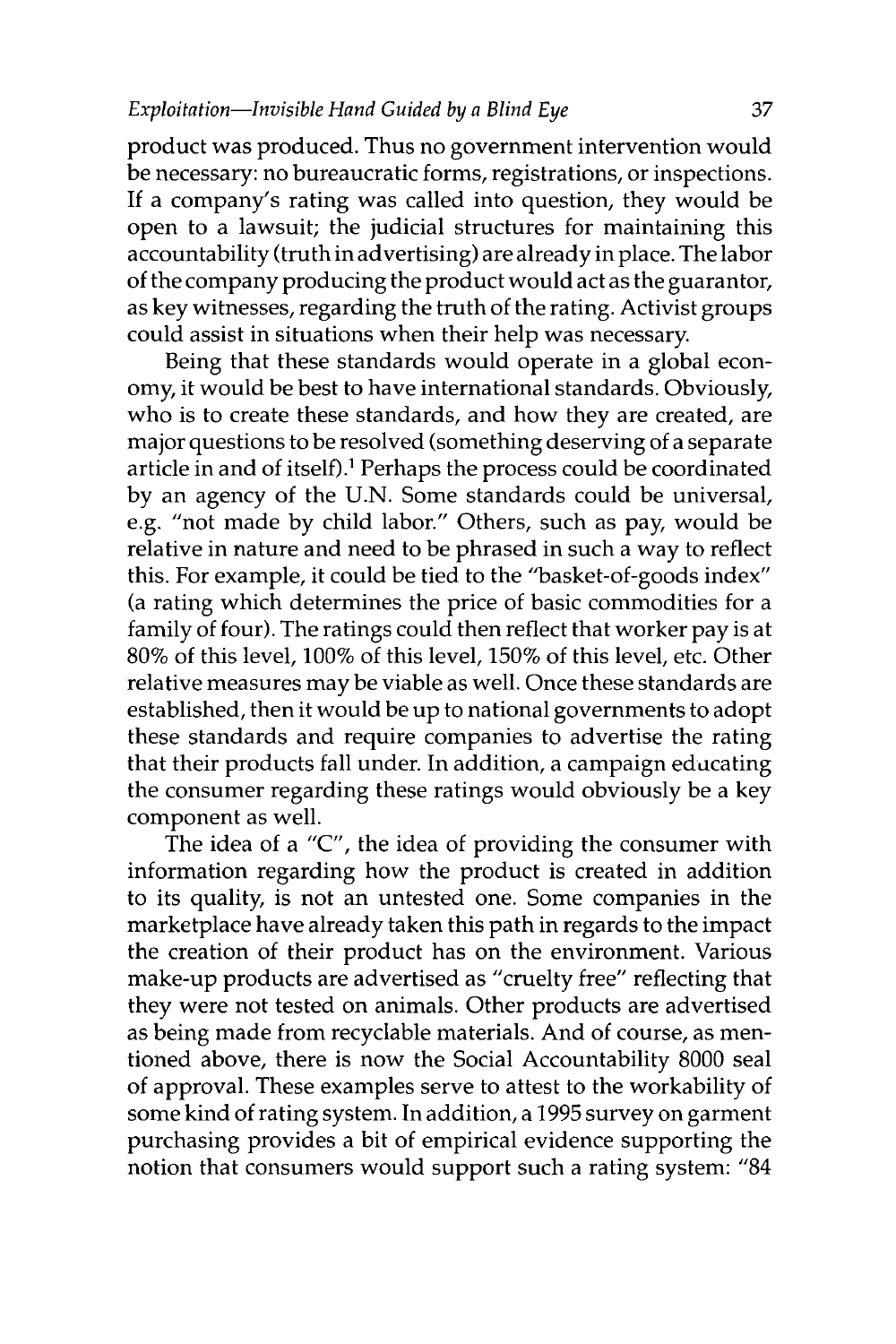product was produced. Thus no government intervention would be necessary: no bureaucratic forms, registrations, or inspections. If a company's rating was called into question, they would be open to a lawsuit; the judicial structures for maintaining this accountability (truth in advertising) are already in place. The labor of the company producing the product would act as the guarantor, as key witnesses, regarding the truth of the rating. Activist groups could assist in situations when their help was necessary.

Being that these standards would operate in a global economy, it would be best to have international standards. Obviously, who is to create these standards, and how they are created, are major questions to be resolved (something deserving of a separate article in and of itself).[1] Perhaps the process could be coordinated by an agency of the U.N. Some standards could be universal, e.g. "not made by child labor." Others, such as pay, would be relative in nature and need to be phrased in such a way to reflect this. For example, it could be tied to the "basket-of-goods index" (a rating which determines the price of basic commodities for a family of four). The ratings could then reflect that worker pay is at 80% of this level, 100% of this level, 150% of this level, etc. Other relative measures may be viable as well. Once these standards are established, then it would be up to national governments to adopt these standards and require companies to advertise the rating that their products fall under. In addition, a campaign educating the consumer regarding these ratings would obviously be a key component as well.

The idea of a "C", the idea of providing the consumer with information regarding how the product is created in addition to its quality, is not an untested one. Some companies in the marketplace have already taken this path in regards to the impact the creation of their product has on the environment. Various make-up products are advertised as "cruelty free" reflecting that they were not tested on animals. Other products are advertised as being made from recyclable materials. And of course, as mentioned above, there is now the Social Accountability 8000 seal of approval. These examples serve to attest to the workability of some kind of rating system. In addition, a 1995 survey on garment purchasing provides a bit of empirical evidence supporting the notion that consumers would support such a rating system: "84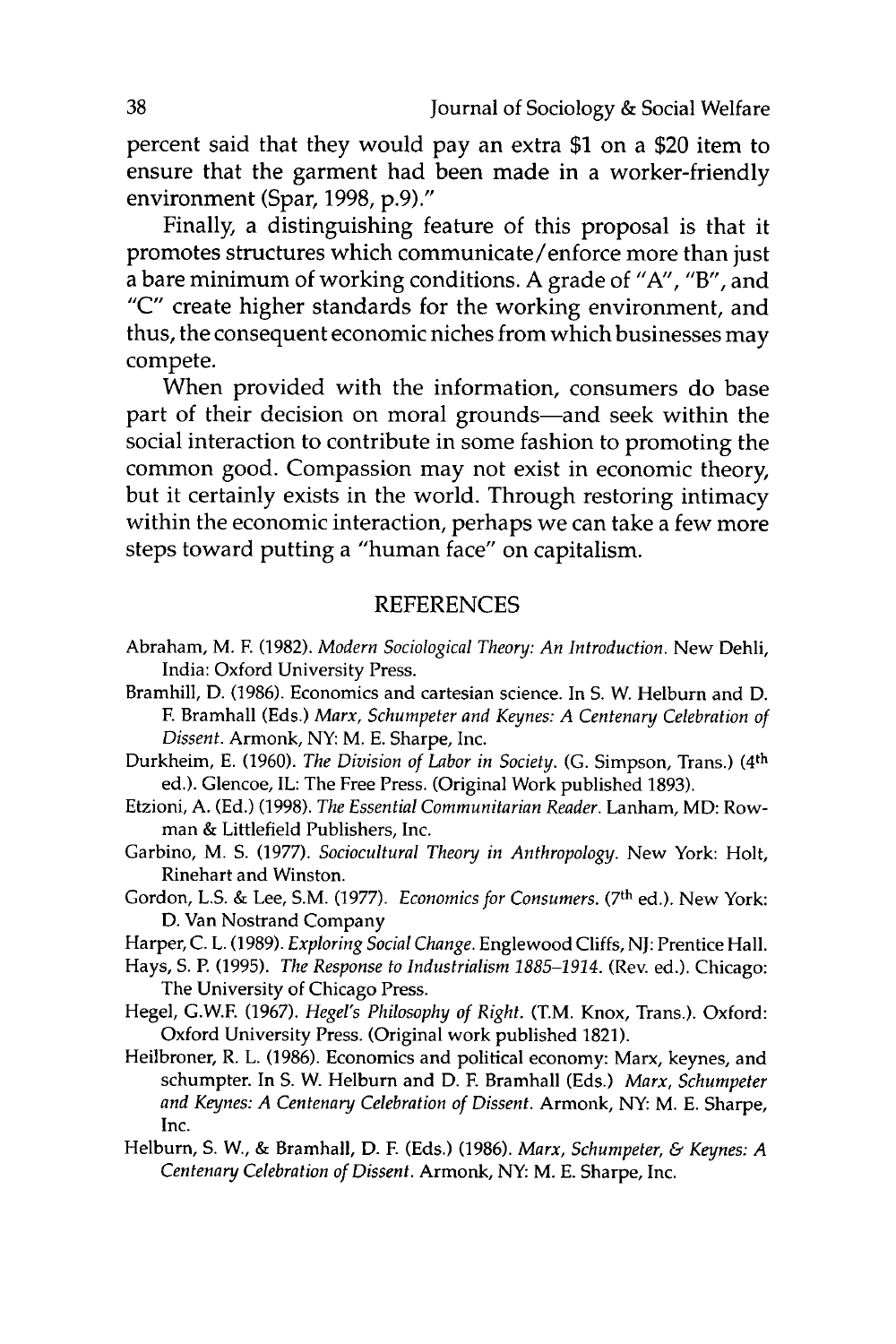percent said that they would pay an extra $1 on a $20 item to ensure that the garment had been made in a worker-friendly environment (Spar, 1998, p.9)."

Finally, a distinguishing feature of this proposal is that it promotes structures which communicate/enforce more than just a bare minimum of working conditions. A grade of "A", "B", and "C" create higher standards for the working environment, and thus, the consequent economic niches from which businesses may compete.

When provided with the information, consumers do base part of their decision on moral grounds—and seek within the social interaction to contribute in some fashion to promoting the common good. Compassion may not exist in economic theory, but it certainly exists in the world. Through restoring intimacy within the economic interaction, perhaps we can take a few more steps toward putting a "human face" on capitalism.

## REFERENCES

Abraham, M. F. (1982). *Modern Sociological Theory: An Introduction*. New Dehli, India: Oxford University Press.

Bramhill, D. (1986). Economics and cartesian science. In S. W. Helburn and D. F. Bramhall (Eds.) *Marx, Schumpeter and Keynes: A Centenary Celebration of Dissent*. Armonk, NY: M. E. Sharpe, Inc.

Durkheim, E. (1960). *The Division of Labor in Society*. (G. Simpson, Trans.) (4th ed.). Glencoe, IL: The Free Press. (Original Work published 1893).

Etzioni, A. (Ed.) (1998). *The Essential Communitarian Reader*. Lanham, MD: Rowman & Littlefield Publishers, Inc.

Garbino, M. S. (1977). *Sociocultural Theory in Anthropology*. New York: Holt, Rinehart and Winston.

Gordon, L.S. & Lee, S.M. (1977). *Economics for Consumers*. (7th ed.). New York: D. Van Nostrand Company

Harper, C. L. (1989). *Exploring Social Change*. Englewood Cliffs, NJ: Prentice Hall.

Hays, S. P. (1995). *The Response to Industrialism 1885–1914*. (Rev. ed.). Chicago: The University of Chicago Press.

Hegel, G.W.F. (1967). *Hegel's Philosophy of Right*. (T.M. Knox, Trans.). Oxford: Oxford University Press. (Original work published 1821).

Heilbroner, R. L. (1986). Economics and political economy: Marx, keynes, and schumpter. In S. W. Helburn and D. F. Bramhall (Eds.) *Marx, Schumpeter and Keynes: A Centenary Celebration of Dissent*. Armonk, NY: M. E. Sharpe, Inc.

Helburn, S. W., & Bramhall, D. F. (Eds.) (1986). *Marx, Schumpeter, & Keynes: A Centenary Celebration of Dissent*. Armonk, NY: M. E. Sharpe, Inc.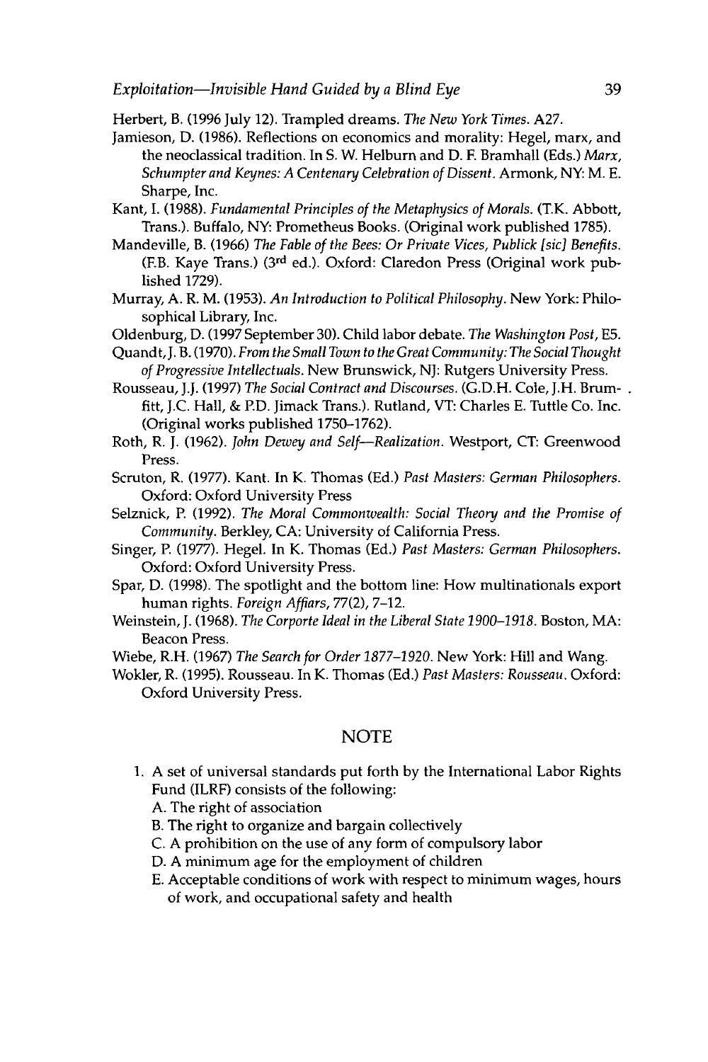Herbert, B. (1996 July 12). Trampled dreams. *The New York Times*. A27.

Jamieson, D. (1986). Reflections on economics and morality: Hegel, marx, and the neoclassical tradition. In S. W. Helburn and D. F. Bramhall (Eds.) *Marx, Schumpter and Keynes: A Centenary Celebration of Dissent*. Armonk, NY: M. E. Sharpe, Inc.

Kant, I. (1988). *Fundamental Principles of the Metaphysics of Morals*. (T.K. Abbott, Trans.). Buffalo, NY: Prometheus Books. (Original work published 1785).

Mandeville, B. (1966) *The Fable of the Bees: Or Private Vices, Publick [sic] Benefits*. (F.B. Kaye Trans.) (3rd ed.). Oxford: Claredon Press (Original work published 1729).

Murray, A. R. M. (1953). *An Introduction to Political Philosophy*. New York: Philosophical Library, Inc.

Oldenburg, D. (1997 September 30). Child labor debate. *The Washington Post*, E5.

Quandt, J. B. (1970). *From the Small Town to the Great Community: The Social Thought of Progressive Intellectuals*. New Brunswick, NJ: Rutgers University Press.

Rousseau, J.J. (1997) *The Social Contract and Discourses*. (G.D.H. Cole, J.H. Brumfitt, J.C. Hall, & P.D. Jimack Trans.). Rutland, VT: Charles E. Tuttle Co. Inc. (Original works published 1750–1762).

Roth, R. J. (1962). *John Dewey and Self—Realization*. Westport, CT: Greenwood Press.

Scruton, R. (1977). Kant. In K. Thomas (Ed.) *Past Masters: German Philosophers*. Oxford: Oxford University Press

Selznick, P. (1992). *The Moral Commonwealth: Social Theory and the Promise of Community*. Berkley, CA: University of California Press.

Singer, P. (1977). Hegel. In K. Thomas (Ed.) *Past Masters: German Philosophers*. Oxford: Oxford University Press.

Spar, D. (1998). The spotlight and the bottom line: How multinationals export human rights. *Foreign Affiars*, 77(2), 7–12.

Weinstein, J. (1968). *The Corporte Ideal in the Liberal State 1900–1918*. Boston, MA: Beacon Press.

Wiebe, R.H. (1967) *The Search for Order 1877–1920*. New York: Hill and Wang.

Wokler, R. (1995). Rousseau. In K. Thomas (Ed.) *Past Masters: Rousseau*. Oxford: Oxford University Press.

## NOTE

1. A set of universal standards put forth by the International Labor Rights Fund (ILRF) consists of the following:
   A. The right of association
   B. The right to organize and bargain collectively
   C. A prohibition on the use of any form of compulsory labor
   D. A minimum age for the employment of children
   E. Acceptable conditions of work with respect to minimum wages, hours of work, and occupational safety and health